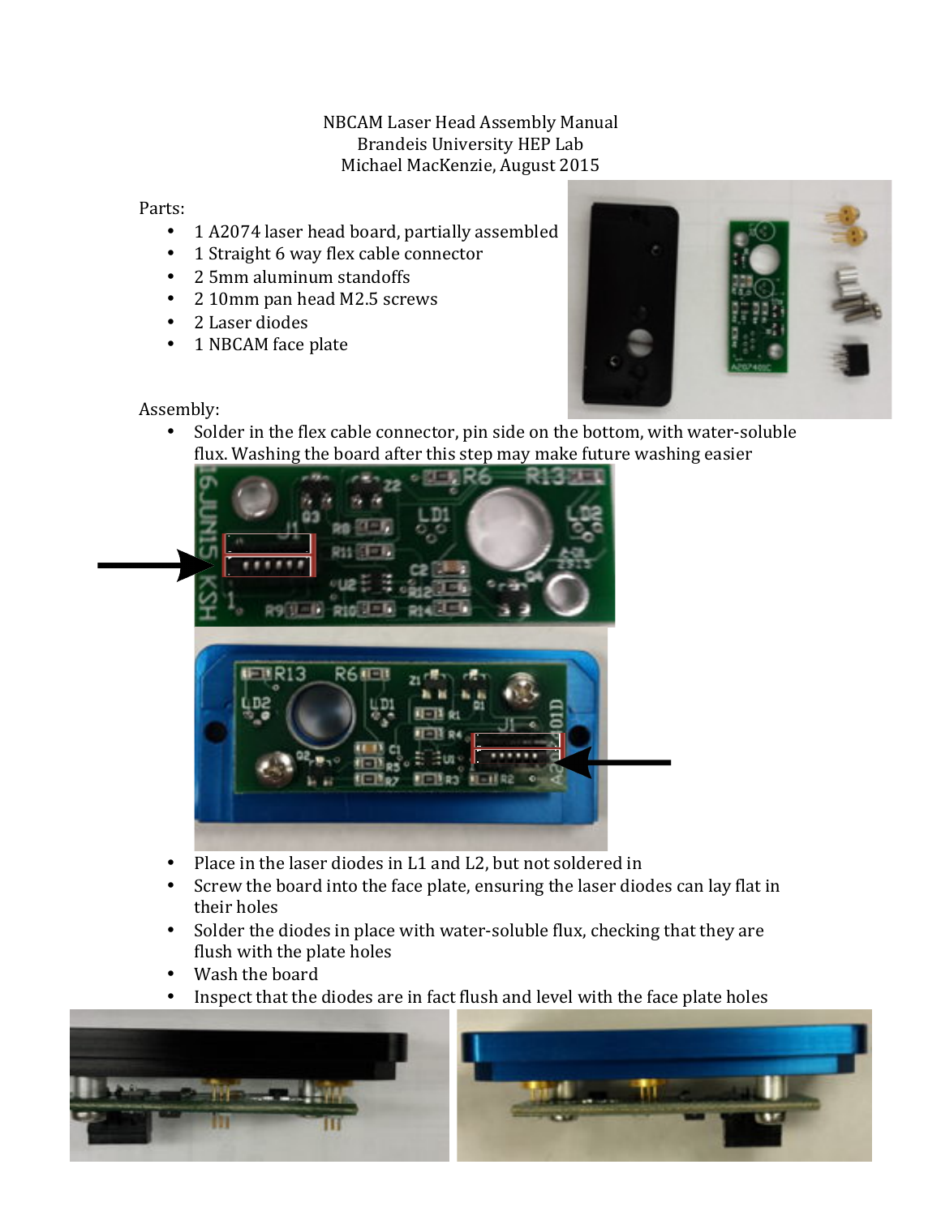NBCAM Laser Head Assembly Manual
Brandeis University HEP Lab
Michael MacKenzie, August 2015

Parts:

- 1 A2074 laser head board, partially assembled
- 1 Straight 6 way flex cable connector
- 2 5mm aluminum standoffs
- 2 10mm pan head M2.5 screws
- 2 Laser diodes
- 1 NBCAM face plate

Assembly:

- Solder in the flex cable connector, pin side on the bottom, with water-soluble flux. Washing the board after this step may make future washing easier
- Place in the laser diodes in L1 and L2, but not soldered in
- Screw the board into the face plate, ensuring the laser diodes can lay flat in their holes
- Solder the diodes in place with water-soluble flux, checking that they are flush with the plate holes
- Wash the board
- Inspect that the diodes are in fact flush and level with the face plate holes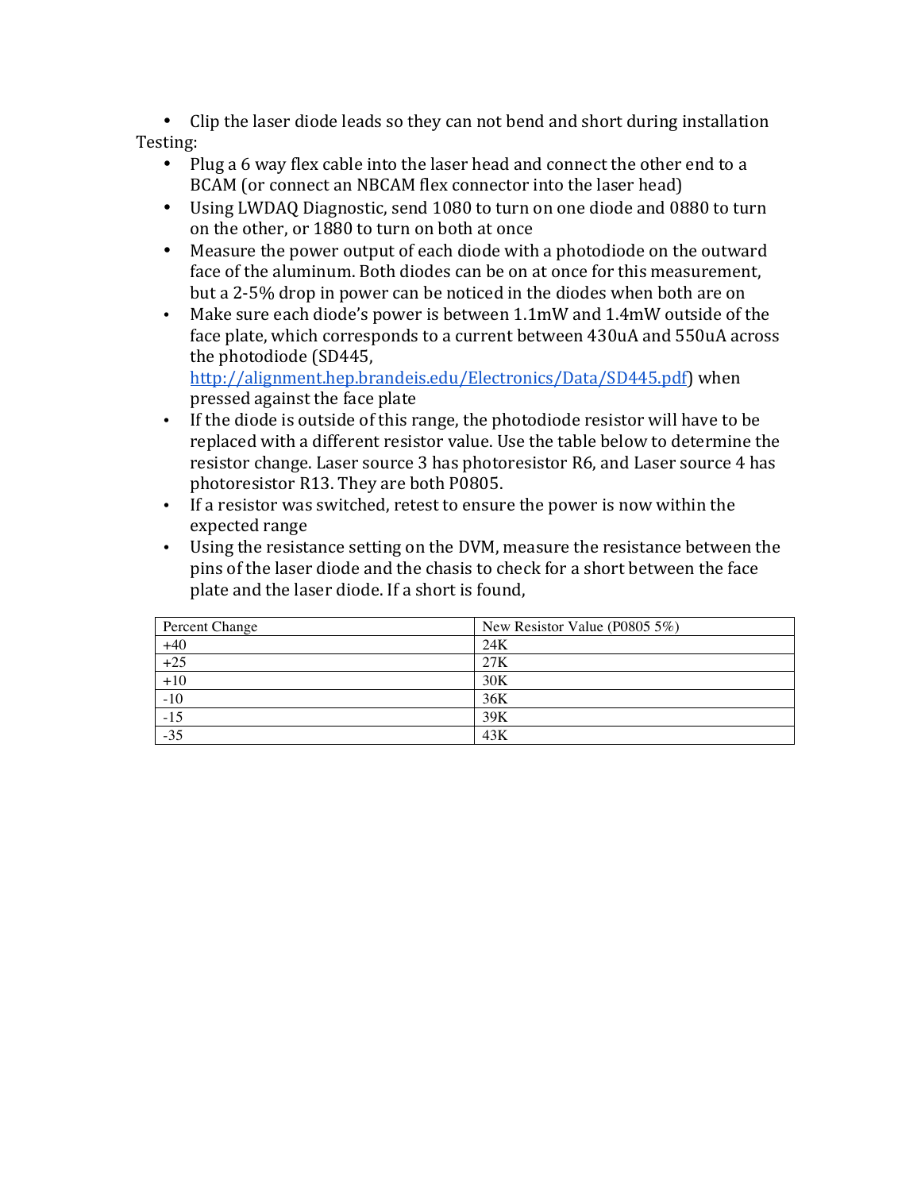- Clip the laser diode leads so they can not bend and short during installation

Testing:

- Plug a 6 way flex cable into the laser head and connect the other end to a BCAM (or connect an NBCAM flex connector into the laser head)
- Using LWDAQ Diagnostic, send 1080 to turn on one diode and 0880 to turn on the other, or 1880 to turn on both at once
- Measure the power output of each diode with a photodiode on the outward face of the aluminum. Both diodes can be on at once for this measurement, but a 2-5% drop in power can be noticed in the diodes when both are on
- Make sure each diode's power is between 1.1mW and 1.4mW outside of the face plate, which corresponds to a current between 430uA and 550uA across the photodiode (SD445, http://alignment.hep.brandeis.edu/Electronics/Data/SD445.pdf) when pressed against the face plate
- If the diode is outside of this range, the photodiode resistor will have to be replaced with a different resistor value. Use the table below to determine the resistor change. Laser source 3 has photoresistor R6, and Laser source 4 has photoresistor R13. They are both P0805.
- If a resistor was switched, retest to ensure the power is now within the expected range
- Using the resistance setting on the DVM, measure the resistance between the pins of the laser diode and the chasis to check for a short between the face plate and the laser diode. If a short is found,

| Percent Change | New Resistor Value (P0805 5%) |
| --- | --- |
| +40 | 24K |
| +25 | 27K |
| +10 | 30K |
| -10 | 36K |
| -15 | 39K |
| -35 | 43K |